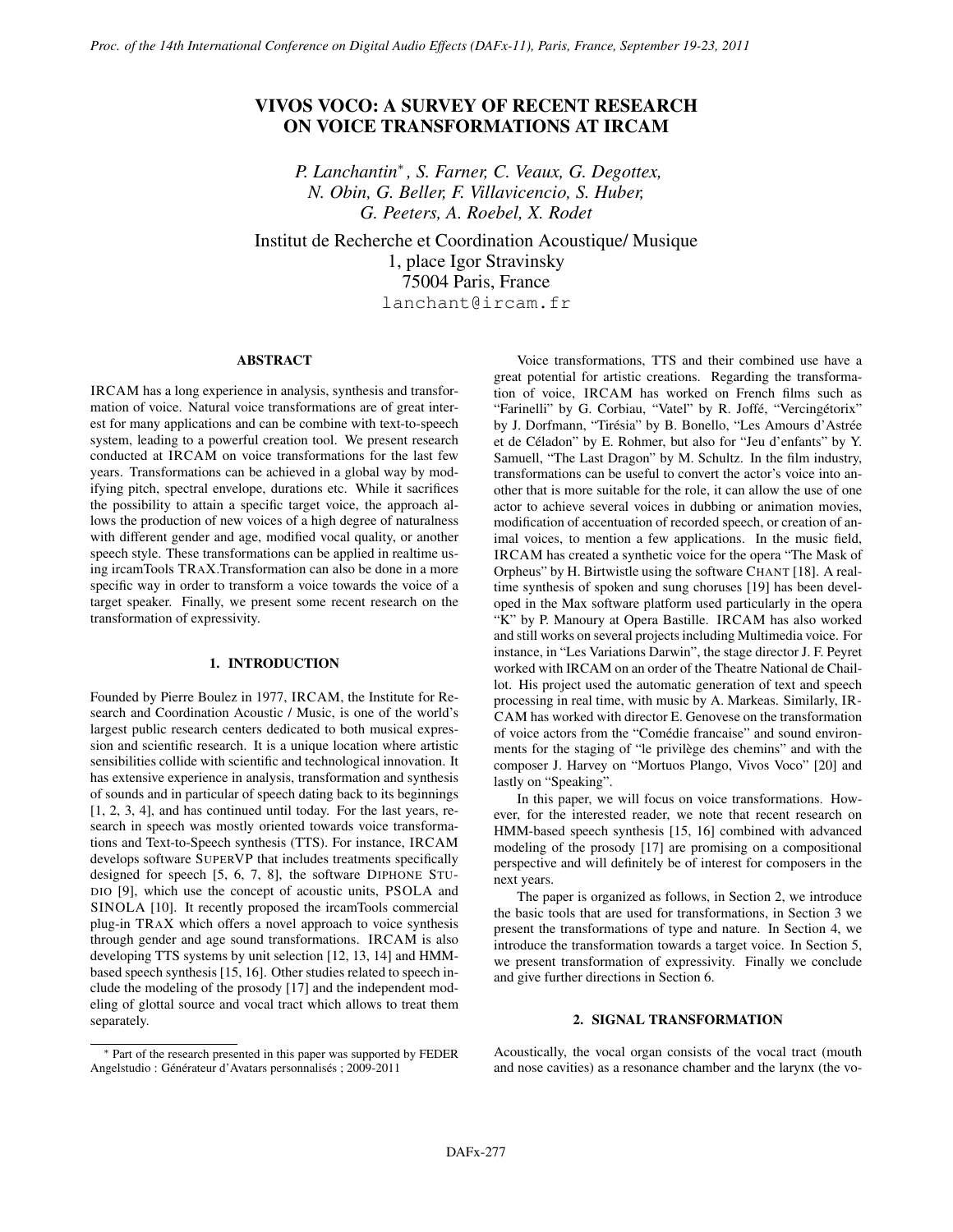# VIVOS VOCO: A SURVEY OF RECENT RESEARCH ON VOICE TRANSFORMATIONS AT IRCAM

*P. Lanchantin*, S. Farner, C. Veaux, G. Degottex, N. Obin, G. Beller, F. Villavicencio, S. Huber, G. Peeters, A. Roebel, X. Rodet*

Institut de Recherche et Coordination Acoustique/ Musique
1, place Igor Stravinsky
75004 Paris, France
lanchant@ircam.fr

## ABSTRACT

IRCAM has a long experience in analysis, synthesis and transformation of voice. Natural voice transformations are of great interest for many applications and can be combine with text-to-speech system, leading to a powerful creation tool. We present research conducted at IRCAM on voice transformations for the last few years. Transformations can be achieved in a global way by modifying pitch, spectral envelope, durations etc. While it sacrifices the possibility to attain a specific target voice, the approach allows the production of new voices of a high degree of naturalness with different gender and age, modified vocal quality, or another speech style. These transformations can be applied in realtime using ircamTools TRAX.Transformation can also be done in a more specific way in order to transform a voice towards the voice of a target speaker. Finally, we present some recent research on the transformation of expressivity.

## 1. INTRODUCTION

Founded by Pierre Boulez in 1977, IRCAM, the Institute for Research and Coordination Acoustic / Music, is one of the world's largest public research centers dedicated to both musical expression and scientific research. It is a unique location where artistic sensibilities collide with scientific and technological innovation. It has extensive experience in analysis, transformation and synthesis of sounds and in particular of speech dating back to its beginnings [1, 2, 3, 4], and has continued until today. For the last years, research in speech was mostly oriented towards voice transformations and Text-to-Speech synthesis (TTS). For instance, IRCAM develops software SUPERVP that includes treatments specifically designed for speech [5, 6, 7, 8], the software DIPHONE STUDIO [9], which use the concept of acoustic units, PSOLA and SINOLA [10]. It recently proposed the ircamTools commercial plug-in TRAX which offers a novel approach to voice synthesis through gender and age sound transformations. IRCAM is also developing TTS systems by unit selection [12, 13, 14] and HMM-based speech synthesis [15, 16]. Other studies related to speech include the modeling of the prosody [17] and the independent modeling of glottal source and vocal tract which allows to treat them separately.

Voice transformations, TTS and their combined use have a great potential for artistic creations. Regarding the transformation of voice, IRCAM has worked on French films such as "Farinelli" by G. Corbiau, "Vatel" by R. Joffé, "Vercingétorix" by J. Dorfmann, "Tirésia" by B. Bonello, "Les Amours d'Astrée et de Céladon" by E. Rohmer, but also for "Jeu d'enfants" by Y. Samuell, "The Last Dragon" by M. Schultz. In the film industry, transformations can be useful to convert the actor's voice into another that is more suitable for the role, it can allow the use of one actor to achieve several voices in dubbing or animation movies, modification of accentuation of recorded speech, or creation of animal voices, to mention a few applications. In the music field, IRCAM has created a synthetic voice for the opera "The Mask of Orpheus" by H. Birtwistle using the software CHANT [18]. A realtime synthesis of spoken and sung choruses [19] has been developed in the Max software platform used particularly in the opera "K" by P. Manoury at Opera Bastille. IRCAM has also worked and still works on several projects including Multimedia voice. For instance, in "Les Variations Darwin", the stage director J. F. Peyret worked with IRCAM on an order of the Theatre National de Chaillot. His project used the automatic generation of text and speech processing in real time, with music by A. Markeas. Similarly, IRCAM has worked with director E. Genovese on the transformation of voice actors from the "Comédie francaise" and sound environments for the staging of "le privilège des chemins" and with the composer J. Harvey on "Mortuos Plango, Vivos Voco" [20] and lastly on "Speaking".

In this paper, we will focus on voice transformations. However, for the interested reader, we note that recent research on HMM-based speech synthesis [15, 16] combined with advanced modeling of the prosody [17] are promising on a compositional perspective and will definitely be of interest for composers in the next years.

The paper is organized as follows, in Section 2, we introduce the basic tools that are used for transformations, in Section 3 we present the transformations of type and nature. In Section 4, we introduce the transformation towards a target voice. In Section 5, we present transformation of expressivity. Finally we conclude and give further directions in Section 6.

## 2. SIGNAL TRANSFORMATION

Acoustically, the vocal organ consists of the vocal tract (mouth and nose cavities) as a resonance chamber and the larynx (the vo-

---

* Part of the research presented in this paper was supported by FEDER Angelstudio : Générateur d'Avatars personnalisés ; 2009-2011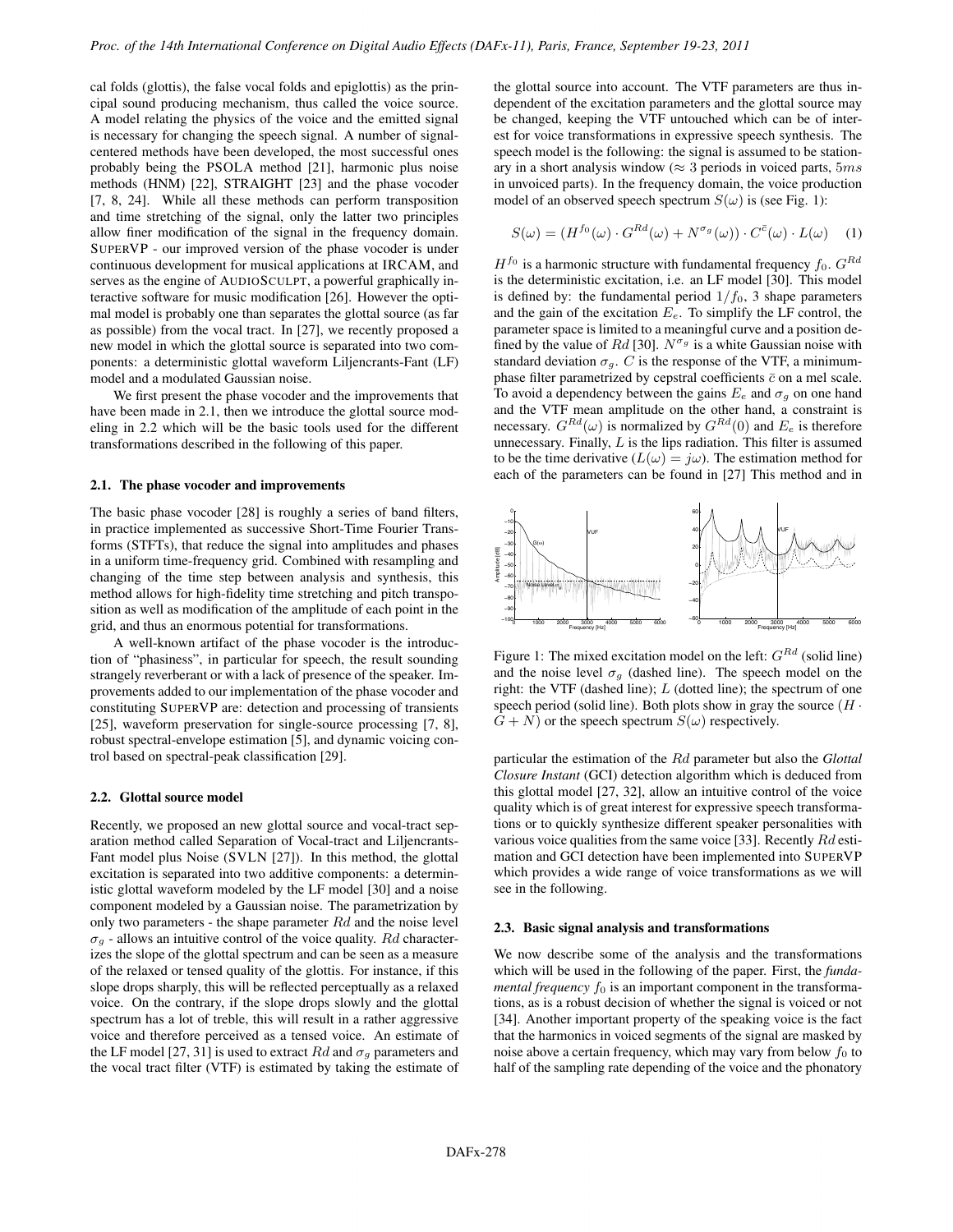cal folds (glottis), the false vocal folds and epiglottis) as the principal sound producing mechanism, thus called the voice source. A model relating the physics of the voice and the emitted signal is necessary for changing the speech signal. A number of signal-centered methods have been developed, the most successful ones probably being the PSOLA method [21], harmonic plus noise methods (HNM) [22], STRAIGHT [23] and the phase vocoder [7, 8, 24]. While all these methods can perform transposition and time stretching of the signal, only the latter two principles allow finer modification of the signal in the frequency domain. SUPERVP - our improved version of the phase vocoder is under continuous development for musical applications at IRCAM, and serves as the engine of AUDIOSCULPT, a powerful graphically interactive software for music modification [26]. However the optimal model is probably one than separates the glottal source (as far as possible) from the vocal tract. In [27], we recently proposed a new model in which the glottal source is separated into two components: a deterministic glottal waveform Liljencrants-Fant (LF) model and a modulated Gaussian noise.

We first present the phase vocoder and the improvements that have been made in 2.1, then we introduce the glottal source modeling in 2.2 which will be the basic tools used for the different transformations described in the following of this paper.

### 2.1. The phase vocoder and improvements

The basic phase vocoder [28] is roughly a series of band filters, in practice implemented as successive Short-Time Fourier Transforms (STFTs), that reduce the signal into amplitudes and phases in a uniform time-frequency grid. Combined with resampling and changing of the time step between analysis and synthesis, this method allows for high-fidelity time stretching and pitch transposition as well as modification of the amplitude of each point in the grid, and thus an enormous potential for transformations.

A well-known artifact of the phase vocoder is the introduction of "phasiness", in particular for speech, the result sounding strangely reverberant or with a lack of presence of the speaker. Improvements added to our implementation of the phase vocoder and constituting SUPERVP are: detection and processing of transients [25], waveform preservation for single-source processing [7, 8], robust spectral-envelope estimation [5], and dynamic voicing control based on spectral-peak classification [29].

### 2.2. Glottal source model

Recently, we proposed an new glottal source and vocal-tract separation method called Separation of Vocal-tract and Liljencrants-Fant model plus Noise (SVLN [27]). In this method, the glottal excitation is separated into two additive components: a deterministic glottal waveform modeled by the LF model [30] and a noise component modeled by a Gaussian noise. The parametrization by only two parameters - the shape parameter $Rd$ and the noise level $\sigma_g$ - allows an intuitive control of the voice quality. $Rd$ characterizes the slope of the glottal spectrum and can be seen as a measure of the relaxed or tensed quality of the glottis. For instance, if this slope drops sharply, this will be reflected perceptually as a relaxed voice. On the contrary, if the slope drops slowly and the glottal spectrum has a lot of treble, this will result in a rather aggressive voice and therefore perceived as a tensed voice. An estimate of the LF model [27, 31] is used to extract $Rd$ and $\sigma_g$ parameters and the vocal tract filter (VTF) is estimated by taking the estimate of the glottal source into account. The VTF parameters are thus independent of the excitation parameters and the glottal source may be changed, keeping the VTF untouched which can be of interest for voice transformations in expressive speech synthesis. The speech model is the following: the signal is assumed to be stationary in a short analysis window ($\approx$ 3 periods in voiced parts, $5ms$ in unvoiced parts). In the frequency domain, the voice production model of an observed speech spectrum $S(\omega)$ is (see Fig. 1):

$$S(\omega) = (H^{f_0}(\omega) \cdot G^{Rd}(\omega) + N^{\sigma_g}(\omega)) \cdot C^{\bar{c}}(\omega) \cdot L(\omega) \quad (1)$$

$H^{f_0}$ is a harmonic structure with fundamental frequency $f_0$. $G^{Rd}$ is the deterministic excitation, i.e. an LF model [30]. This model is defined by: the fundamental period $1/f_0$, 3 shape parameters and the gain of the excitation $E_e$. To simplify the LF control, the parameter space is limited to a meaningful curve and a position defined by the value of $Rd$ [30]. $N^{\sigma_g}$ is a white Gaussian noise with standard deviation $\sigma_g$. $C$ is the response of the VTF, a minimum-phase filter parametrized by cepstral coefficients $\bar{c}$ on a mel scale. To avoid a dependency between the gains $E_e$ and $\sigma_g$ on one hand and the VTF mean amplitude on the other hand, a constraint is necessary. $G^{Rd}(\omega)$ is normalized by $G^{Rd}(0)$ and $E_e$ is therefore unnecessary. Finally, $L$ is the lips radiation. This filter is assumed to be the time derivative ($L(\omega) = j\omega$). The estimation method for each of the parameters can be found in [27] This method and in particular the estimation of the $Rd$ parameter but also the *Glottal Closure Instant* (GCI) detection algorithm which is deduced from this glottal model [27, 32], allow an intuitive control of the voice quality which is of great interest for expressive speech transformations or to quickly synthesize different speaker personalities with various voice qualities from the same voice [33]. Recently $Rd$ estimation and GCI detection have been implemented into SUPERVP which provides a wide range of voice transformations as we will see in the following.

Figure 1: The mixed excitation model on the left: $G^{Rd}$ (solid line) and the noise level $\sigma_g$ (dashed line). The speech model on the right: the VTF (dashed line); $L$ (dotted line); the spectrum of one speech period (solid line). Both plots show in gray the source ($H \cdot G + N$) or the speech spectrum $S(\omega)$ respectively.

### 2.3. Basic signal analysis and transformations

We now describe some of the analysis and the transformations which will be used in the following of the paper. First, the *fundamental frequency* $f_0$ is an important component in the transformations, as is a robust decision of whether the signal is voiced or not [34]. Another important property of the speaking voice is the fact that the harmonics in voiced segments of the signal are masked by noise above a certain frequency, which may vary from below $f_0$ to half of the sampling rate depending of the voice and the phonatory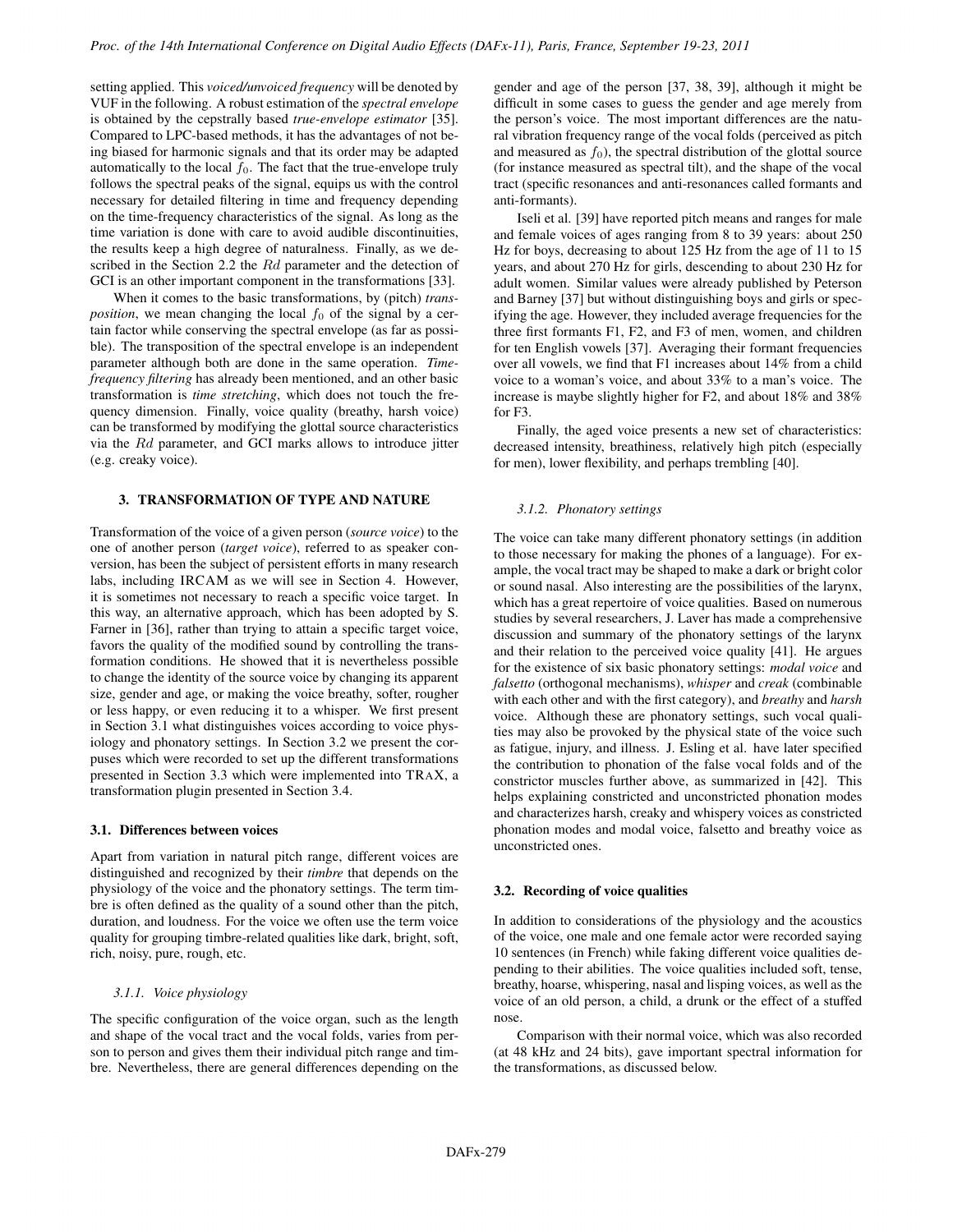setting applied. This *voiced/unvoiced frequency* will be denoted by VUF in the following. A robust estimation of the *spectral envelope* is obtained by the cepstrally based *true-envelope estimator* [35]. Compared to LPC-based methods, it has the advantages of not being biased for harmonic signals and that its order may be adapted automatically to the local $f_0$. The fact that the true-envelope truly follows the spectral peaks of the signal, equips us with the control necessary for detailed filtering in time and frequency depending on the time-frequency characteristics of the signal. As long as the time variation is done with care to avoid audible discontinuities, the results keep a high degree of naturalness. Finally, as we described in the Section 2.2 the $Rd$ parameter and the detection of GCI is an other important component in the transformations [33].

When it comes to the basic transformations, by (pitch) *transposition*, we mean changing the local $f_0$ of the signal by a certain factor while conserving the spectral envelope (as far as possible). The transposition of the spectral envelope is an independent parameter although both are done in the same operation. *Time-frequency filtering* has already been mentioned, and an other basic transformation is *time stretching*, which does not touch the frequency dimension. Finally, voice quality (breathy, harsh voice) can be transformed by modifying the glottal source characteristics via the $Rd$ parameter, and GCI marks allows to introduce jitter (e.g. creaky voice).

## 3. TRANSFORMATION OF TYPE AND NATURE

Transformation of the voice of a given person (*source voice*) to the one of another person (*target voice*), referred to as speaker conversion, has been the subject of persistent efforts in many research labs, including IRCAM as we will see in Section 4. However, it is sometimes not necessary to reach a specific voice target. In this way, an alternative approach, which has been adopted by S. Farner in [36], rather than trying to attain a specific target voice, favors the quality of the modified sound by controlling the transformation conditions. He showed that it is nevertheless possible to change the identity of the source voice by changing its apparent size, gender and age, or making the voice breathy, softer, rougher or less happy, or even reducing it to a whisper. We first present in Section 3.1 what distinguishes voices according to voice physiology and phonatory settings. In Section 3.2 we present the corpuses which were recorded to set up the different transformations presented in Section 3.3 which were implemented into TRAX, a transformation plugin presented in Section 3.4.

### 3.1. Differences between voices

Apart from variation in natural pitch range, different voices are distinguished and recognized by their *timbre* that depends on the physiology of the voice and the phonatory settings. The term timbre is often defined as the quality of a sound other than the pitch, duration, and loudness. For the voice we often use the term voice quality for grouping timbre-related qualities like dark, bright, soft, rich, noisy, pure, rough, etc.

#### 3.1.1. Voice physiology

The specific configuration of the voice organ, such as the length and shape of the vocal tract and the vocal folds, varies from person to person and gives them their individual pitch range and timbre. Nevertheless, there are general differences depending on the gender and age of the person [37, 38, 39], although it might be difficult in some cases to guess the gender and age merely from the person's voice. The most important differences are the natural vibration frequency range of the vocal folds (perceived as pitch and measured as $f_0$), the spectral distribution of the glottal source (for instance measured as spectral tilt), and the shape of the vocal tract (specific resonances and anti-resonances called formants and anti-formants).

Iseli et al. [39] have reported pitch means and ranges for male and female voices of ages ranging from 8 to 39 years: about 250 Hz for boys, decreasing to about 125 Hz from the age of 11 to 15 years, and about 270 Hz for girls, descending to about 230 Hz for adult women. Similar values were already published by Peterson and Barney [37] but without distinguishing boys and girls or specifying the age. However, they included average frequencies for the three first formants F1, F2, and F3 of men, women, and children for ten English vowels [37]. Averaging their formant frequencies over all vowels, we find that F1 increases about 14% from a child voice to a woman's voice, and about 33% to a man's voice. The increase is maybe slightly higher for F2, and about 18% and 38% for F3.

Finally, the aged voice presents a new set of characteristics: decreased intensity, breathiness, relatively high pitch (especially for men), lower flexibility, and perhaps trembling [40].

#### 3.1.2. Phonatory settings

The voice can take many different phonatory settings (in addition to those necessary for making the phones of a language). For example, the vocal tract may be shaped to make a dark or bright color or sound nasal. Also interesting are the possibilities of the larynx, which has a great repertoire of voice qualities. Based on numerous studies by several researchers, J. Laver has made a comprehensive discussion and summary of the phonatory settings of the larynx and their relation to the perceived voice quality [41]. He argues for the existence of six basic phonatory settings: *modal voice* and *falsetto* (orthogonal mechanisms), *whisper* and *creak* (combinable with each other and with the first category), and *breathy* and *harsh* voice. Although these are phonatory settings, such vocal qualities may also be provoked by the physical state of the voice such as fatigue, injury, and illness. J. Esling et al. have later specified the contribution to phonation of the false vocal folds and of the constrictor muscles further above, as summarized in [42]. This helps explaining constricted and unconstricted phonation modes and characterizes harsh, creaky and whispery voices as constricted phonation modes and modal voice, falsetto and breathy voice as unconstricted ones.

### 3.2. Recording of voice qualities

In addition to considerations of the physiology and the acoustics of the voice, one male and one female actor were recorded saying 10 sentences (in French) while faking different voice qualities depending to their abilities. The voice qualities included soft, tense, breathy, hoarse, whispering, nasal and lisping voices, as well as the voice of an old person, a child, a drunk or the effect of a stuffed nose.

Comparison with their normal voice, which was also recorded (at 48 kHz and 24 bits), gave important spectral information for the transformations, as discussed below.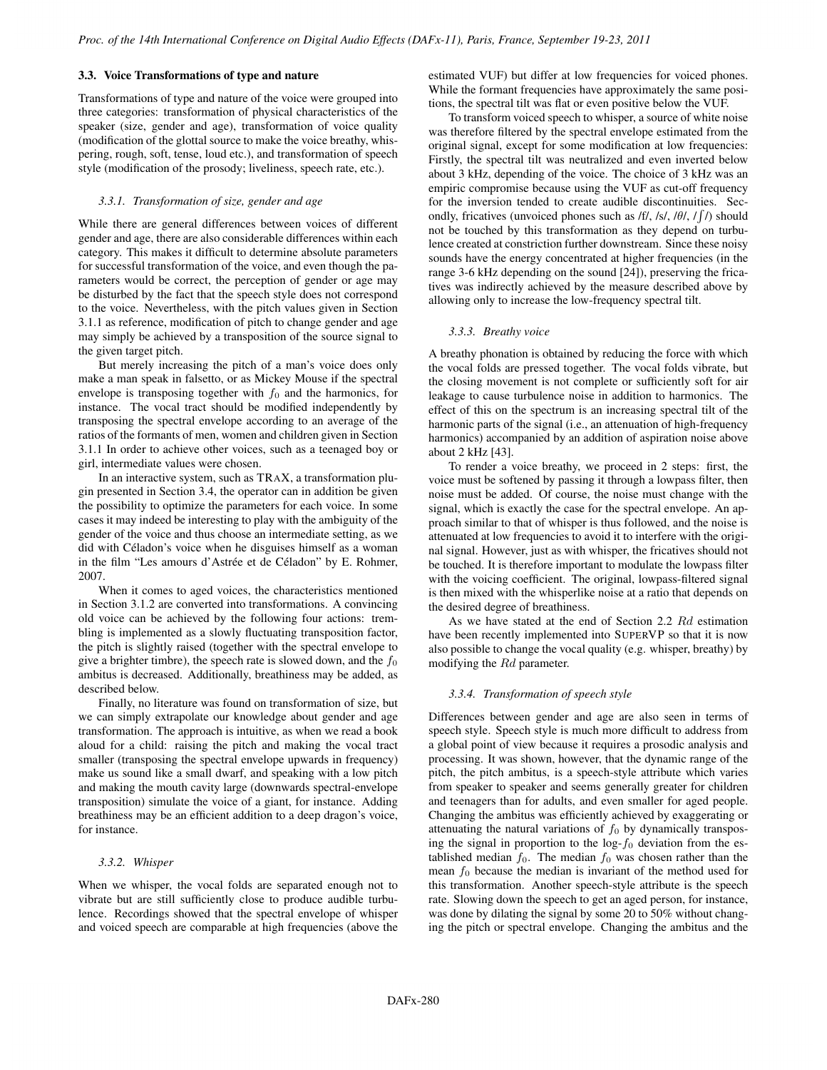### 3.3. Voice Transformations of type and nature

Transformations of type and nature of the voice were grouped into three categories: transformation of physical characteristics of the speaker (size, gender and age), transformation of voice quality (modification of the glottal source to make the voice breathy, whispering, rough, soft, tense, loud etc.), and transformation of speech style (modification of the prosody; liveliness, speech rate, etc.).

#### *3.3.1. Transformation of size, gender and age*

While there are general differences between voices of different gender and age, there are also considerable differences within each category. This makes it difficult to determine absolute parameters for successful transformation of the voice, and even though the parameters would be correct, the perception of gender or age may be disturbed by the fact that the speech style does not correspond to the voice. Nevertheless, with the pitch values given in Section 3.1.1 as reference, modification of pitch to change gender and age may simply be achieved by a transposition of the source signal to the given target pitch.

But merely increasing the pitch of a man's voice does only make a man speak in falsetto, or as Mickey Mouse if the spectral envelope is transposing together with $f_0$ and the harmonics, for instance. The vocal tract should be modified independently by transposing the spectral envelope according to an average of the ratios of the formants of men, women and children given in Section 3.1.1 In order to achieve other voices, such as a teenaged boy or girl, intermediate values were chosen.

In an interactive system, such as TRAX, a transformation plugin presented in Section 3.4, the operator can in addition be given the possibility to optimize the parameters for each voice. In some cases it may indeed be interesting to play with the ambiguity of the gender of the voice and thus choose an intermediate setting, as we did with Céladon's voice when he disguises himself as a woman in the film "Les amours d'Astrée et de Céladon" by E. Rohmer, 2007.

When it comes to aged voices, the characteristics mentioned in Section 3.1.2 are converted into transformations. A convincing old voice can be achieved by the following four actions: trembling is implemented as a slowly fluctuating transposition factor, the pitch is slightly raised (together with the spectral envelope to give a brighter timbre), the speech rate is slowed down, and the $f_0$ ambitus is decreased. Additionally, breathiness may be added, as described below.

Finally, no literature was found on transformation of size, but we can simply extrapolate our knowledge about gender and age transformation. The approach is intuitive, as when we read a book aloud for a child: raising the pitch and making the vocal tract smaller (transposing the spectral envelope upwards in frequency) make us sound like a small dwarf, and speaking with a low pitch and making the mouth cavity large (downwards spectral-envelope transposition) simulate the voice of a giant, for instance. Adding breathiness may be an efficient addition to a deep dragon's voice, for instance.

#### *3.3.2. Whisper*

When we whisper, the vocal folds are separated enough not to vibrate but are still sufficiently close to produce audible turbulence. Recordings showed that the spectral envelope of whisper and voiced speech are comparable at high frequencies (above the estimated VUF) but differ at low frequencies for voiced phones. While the formant frequencies have approximately the same positions, the spectral tilt was flat or even positive below the VUF.

To transform voiced speech to whisper, a source of white noise was therefore filtered by the spectral envelope estimated from the original signal, except for some modification at low frequencies: Firstly, the spectral tilt was neutralized and even inverted below about 3 kHz, depending of the voice. The choice of 3 kHz was an empiric compromise because using the VUF as cut-off frequency for the inversion tended to create audible discontinuities. Secondly, fricatives (unvoiced phones such as /f/, /s/, /θ/, /ʃ/) should not be touched by this transformation as they depend on turbulence created at constriction further downstream. Since these noisy sounds have the energy concentrated at higher frequencies (in the range 3-6 kHz depending on the sound [24]), preserving the fricatives was indirectly achieved by the measure described above by allowing only to increase the low-frequency spectral tilt.

#### *3.3.3. Breathy voice*

A breathy phonation is obtained by reducing the force with which the vocal folds are pressed together. The vocal folds vibrate, but the closing movement is not complete or sufficiently soft for air leakage to cause turbulence noise in addition to harmonics. The effect of this on the spectrum is an increasing spectral tilt of the harmonic parts of the signal (i.e., an attenuation of high-frequency harmonics) accompanied by an addition of aspiration noise above about 2 kHz [43].

To render a voice breathy, we proceed in 2 steps: first, the voice must be softened by passing it through a lowpass filter, then noise must be added. Of course, the noise must change with the signal, which is exactly the case for the spectral envelope. An approach similar to that of whisper is thus followed, and the noise is attenuated at low frequencies to avoid it to interfere with the original signal. However, just as with whisper, the fricatives should not be touched. It is therefore important to modulate the lowpass filter with the voicing coefficient. The original, lowpass-filtered signal is then mixed with the whisperlike noise at a ratio that depends on the desired degree of breathiness.

As we have stated at the end of Section 2.2 $Rd$ estimation have been recently implemented into SUPERVP so that it is now also possible to change the vocal quality (e.g. whisper, breathy) by modifying the $Rd$ parameter.

#### *3.3.4. Transformation of speech style*

Differences between gender and age are also seen in terms of speech style. Speech style is much more difficult to address from a global point of view because it requires a prosodic analysis and processing. It was shown, however, that the dynamic range of the pitch, the pitch ambitus, is a speech-style attribute which varies from speaker to speaker and seems generally greater for children and teenagers than for adults, and even smaller for aged people. Changing the ambitus was efficiently achieved by exaggerating or attenuating the natural variations of $f_0$ by dynamically transposing the signal in proportion to the log-$f_0$ deviation from the established median $f_0$. The median $f_0$ was chosen rather than the mean $f_0$ because the median is invariant of the method used for this transformation. Another speech-style attribute is the speech rate. Slowing down the speech to get an aged person, for instance, was done by dilating the signal by some 20 to 50% without changing the pitch or spectral envelope. Changing the ambitus and the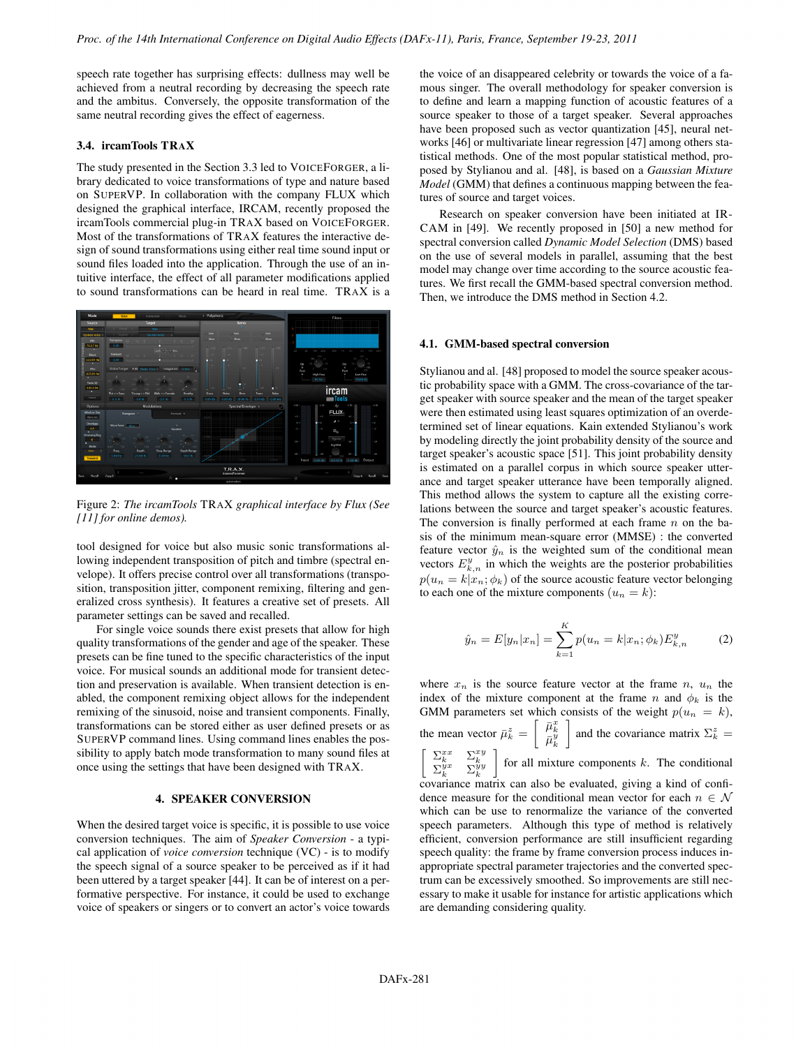speech rate together has surprising effects: dullness may well be achieved from a neutral recording by decreasing the speech rate and the ambitus. Conversely, the opposite transformation of the same neutral recording gives the effect of eagerness.

### 3.4. ircamTools TRAX

The study presented in the Section 3.3 led to VOICEFORGER, a library dedicated to voice transformations of type and nature based on SUPERVP. In collaboration with the company FLUX which designed the graphical interface, IRCAM, recently proposed the ircamTools commercial plug-in TRAX based on VOICEFORGER. Most of the transformations of TRAX features the interactive design of sound transformations using either real time sound input or sound files loaded into the application. Through the use of an intuitive interface, the effect of all parameter modifications applied to sound transformations can be heard in real time. TRAX is a

Figure 2: *The ircamTools* TRAX *graphical interface by Flux (See [11] for online demos).*

tool designed for voice but also music sonic transformations allowing independent transposition of pitch and timbre (spectral envelope). It offers precise control over all transformations (transposition, transposition jitter, component remixing, filtering and generalized cross synthesis). It features a creative set of presets. All parameter settings can be saved and recalled.

For single voice sounds there exist presets that allow for high quality transformations of the gender and age of the speaker. These presets can be fine tuned to the specific characteristics of the input voice. For musical sounds an additional mode for transient detection and preservation is available. When transient detection is enabled, the component remixing object allows for the independent remixing of the sinusoid, noise and transient components. Finally, transformations can be stored either as user defined presets or as SUPERVP command lines. Using command lines enables the possibility to apply batch mode transformation to many sound files at once using the settings that have been designed with TRAX.

## 4. SPEAKER CONVERSION

When the desired target voice is specific, it is possible to use voice conversion techniques. The aim of *Speaker Conversion* - a typical application of *voice conversion* technique (VC) - is to modify the speech signal of a source speaker to be perceived as if it had been uttered by a target speaker [44]. It can be of interest on a performative perspective. For instance, it could be used to exchange voice of speakers or singers or to convert an actor's voice towards the voice of an disappeared celebrity or towards the voice of a famous singer. The overall methodology for speaker conversion is to define and learn a mapping function of acoustic features of a source speaker to those of a target speaker. Several approaches have been proposed such as vector quantization [45], neural networks [46] or multivariate linear regression [47] among others statistical methods. One of the most popular statistical method, proposed by Stylianou and al. [48], is based on a *Gaussian Mixture Model* (GMM) that defines a continuous mapping between the features of source and target voices.

Research on speaker conversion have been initiated at IRCAM in [49]. We recently proposed in [50] a new method for spectral conversion called *Dynamic Model Selection* (DMS) based on the use of several models in parallel, assuming that the best model may change over time according to the source acoustic features. We first recall the GMM-based spectral conversion method. Then, we introduce the DMS method in Section 4.2.

### 4.1. GMM-based spectral conversion

Stylianou and al. [48] proposed to model the source speaker acoustic probability space with a GMM. The cross-covariance of the target speaker with source speaker and the mean of the target speaker were then estimated using least squares optimization of an overdetermined set of linear equations. Kain extended Stylianou's work by modeling directly the joint probability density of the source and target speaker's acoustic space [51]. This joint probability density is estimated on a parallel corpus in which source speaker utterance and target speaker utterance have been temporally aligned. This method allows the system to capture all the existing correlations between the source and target speaker's acoustic features. The conversion is finally performed at each frame $n$ on the basis of the minimum mean-square error (MMSE) : the converted feature vector $\hat{y}_n$ is the weighted sum of the conditional mean vectors $E^y_{k,n}$ in which the weights are the posterior probabilities $p(u_n = k|x_n; \phi_k)$ of the source acoustic feature vector belonging to each one of the mixture components ($u_n = k$):

$$\hat{y}_n = E[y_n|x_n] = \sum_{k=1}^{K} p(u_n = k|x_n; \phi_k) E^y_{k,n} \qquad (2)$$

where $x_n$ is the source feature vector at the frame $n$, $u_n$ the index of the mixture component at the frame $n$ and $\phi_k$ is the GMM parameters set which consists of the weight $p(u_n = k)$, the mean vector $\bar{\mu}^z_k = \begin{bmatrix} \bar{\mu}^x_k \\ \bar{\mu}^y_k \end{bmatrix}$ and the covariance matrix $\Sigma^z_k = \begin{bmatrix} \Sigma^{xx}_k & \Sigma^{xy}_k \\ \Sigma^{yx}_k & \Sigma^{yy}_k \end{bmatrix}$ for all mixture components $k$. The conditional covariance matrix can also be evaluated, giving a kind of confidence measure for the conditional mean vector for each $n \in \mathcal{N}$ which can be use to renormalize the variance of the converted speech parameters. Although this type of method is relatively efficient, conversion performance are still insufficient regarding speech quality: the frame by frame conversion process induces inappropriate spectral parameter trajectories and the converted spectrum can be excessively smoothed. So improvements are still necessary to make it usable for instance for artistic applications which are demanding considering quality.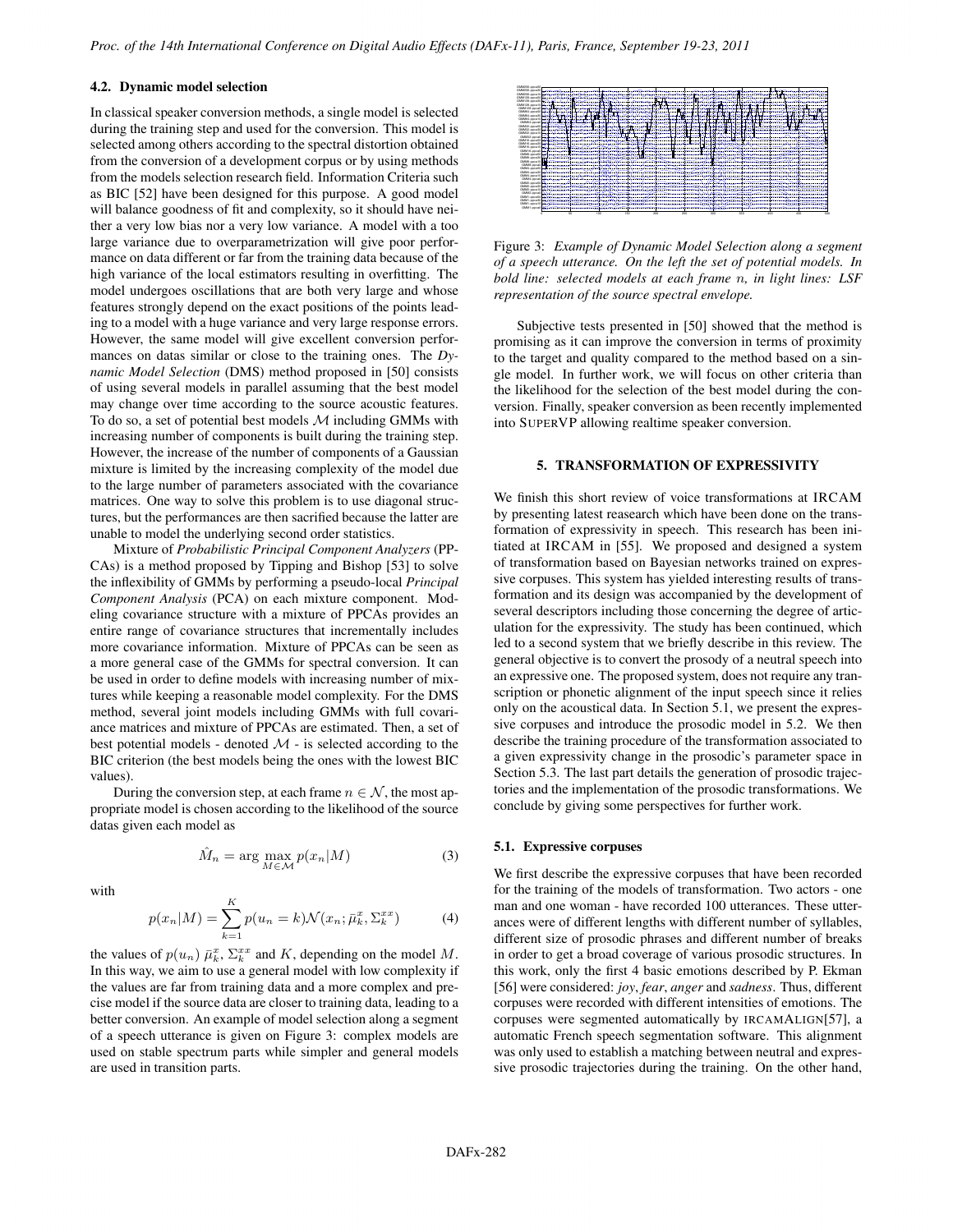### 4.2. Dynamic model selection

In classical speaker conversion methods, a single model is selected during the training step and used for the conversion. This model is selected among others according to the spectral distortion obtained from the conversion of a development corpus or by using methods from the models selection research field. Information Criteria such as BIC [52] have been designed for this purpose. A good model will balance goodness of fit and complexity, so it should have neither a very low bias nor a very low variance. A model with a too large variance due to overparametrization will give poor performance on data different or far from the training data because of the high variance of the local estimators resulting in overfitting. The model undergoes oscillations that are both very large and whose features strongly depend on the exact positions of the points leading to a model with a huge variance and very large response errors. However, the same model will give excellent conversion performances on datas similar or close to the training ones. The *Dynamic Model Selection* (DMS) method proposed in [50] consists of using several models in parallel assuming that the best model may change over time according to the source acoustic features. To do so, a set of potential best models $\mathcal{M}$ including GMMs with increasing number of components is built during the training step. However, the increase of the number of components of a Gaussian mixture is limited by the increasing complexity of the model due to the large number of parameters associated with the covariance matrices. One way to solve this problem is to use diagonal structures, but the performances are then sacrified because the latter are unable to model the underlying second order statistics.

Mixture of *Probabilistic Principal Component Analyzers* (PPCAs) is a method proposed by Tipping and Bishop [53] to solve the inflexibility of GMMs by performing a pseudo-local *Principal Component Analysis* (PCA) on each mixture component. Modeling covariance structure with a mixture of PPCAs provides an entire range of covariance structures that incrementally includes more covariance information. Mixture of PPCAs can be seen as a more general case of the GMMs for spectral conversion. It can be used in order to define models with increasing number of mixtures while keeping a reasonable model complexity. For the DMS method, several joint models including GMMs with full covariance matrices and mixture of PPCAs are estimated. Then, a set of best potential models - denoted $\mathcal{M}$ - is selected according to the BIC criterion (the best models being the ones with the lowest BIC values).

During the conversion step, at each frame $n \in \mathcal{N}$, the most appropriate model is chosen according to the likelihood of the source datas given each model as

$$\hat{M}_n = \arg\max_{M \in \mathcal{M}} p(x_n|M) \tag{3}$$

with

$$p(x_n|M) = \sum_{k=1}^{K} p(u_n = k)\mathcal{N}(x_n; \bar{\mu}_k^x, \Sigma_k^{xx}) \tag{4}$$

the values of $p(u_n)$ $\bar{\mu}_k^x$, $\Sigma_k^{xx}$ and $K$, depending on the model $M$. In this way, we aim to use a general model with low complexity if the values are far from training data and a more complex and precise model if the source data are closer to training data, leading to a better conversion. An example of model selection along a segment of a speech utterance is given on Figure 3: complex models are used on stable spectrum parts while simpler and general models are used in transition parts.

Figure 3: *Example of Dynamic Model Selection along a segment of a speech utterance. On the left the set of potential models. In bold line: selected models at each frame $n$, in light lines: LSF representation of the source spectral envelope.*

Subjective tests presented in [50] showed that the method is promising as it can improve the conversion in terms of proximity to the target and quality compared to the method based on a single model. In further work, we will focus on other criteria than the likelihood for the selection of the best model during the conversion. Finally, speaker conversion as been recently implemented into SUPERVP allowing realtime speaker conversion.

## 5. TRANSFORMATION OF EXPRESSIVITY

We finish this short review of voice transformations at IRCAM by presenting latest reasearch which have been done on the transformation of expressivity in speech. This research has been initiated at IRCAM in [55]. We proposed and designed a system of transformation based on Bayesian networks trained on expressive corpuses. This system has yielded interesting results of transformation and its design was accompanied by the development of several descriptors including those concerning the degree of articulation for the expressivity. The study has been continued, which led to a second system that we briefly describe in this review. The general objective is to convert the prosody of a neutral speech into an expressive one. The proposed system, does not require any transcription or phonetic alignment of the input speech since it relies only on the acoustical data. In Section 5.1, we present the expressive corpuses and introduce the prosodic model in 5.2. We then describe the training procedure of the transformation associated to a given expressivity change in the prosodic's parameter space in Section 5.3. The last part details the generation of prosodic trajectories and the implementation of the prosodic transformations. We conclude by giving some perspectives for further work.

### 5.1. Expressive corpuses

We first describe the expressive corpuses that have been recorded for the training of the models of transformation. Two actors - one man and one woman - have recorded 100 utterances. These utterances were of different lengths with different number of syllables, different size of prosodic phrases and different number of breaks in order to get a broad coverage of various prosodic structures. In this work, only the first 4 basic emotions described by P. Ekman [56] were considered: *joy*, *fear*, *anger* and *sadness*. Thus, different corpuses were recorded with different intensities of emotions. The corpuses were segmented automatically by IRCAMALIGN[57], a automatic French speech segmentation software. This alignment was only used to establish a matching between neutral and expressive prosodic trajectories during the training. On the other hand,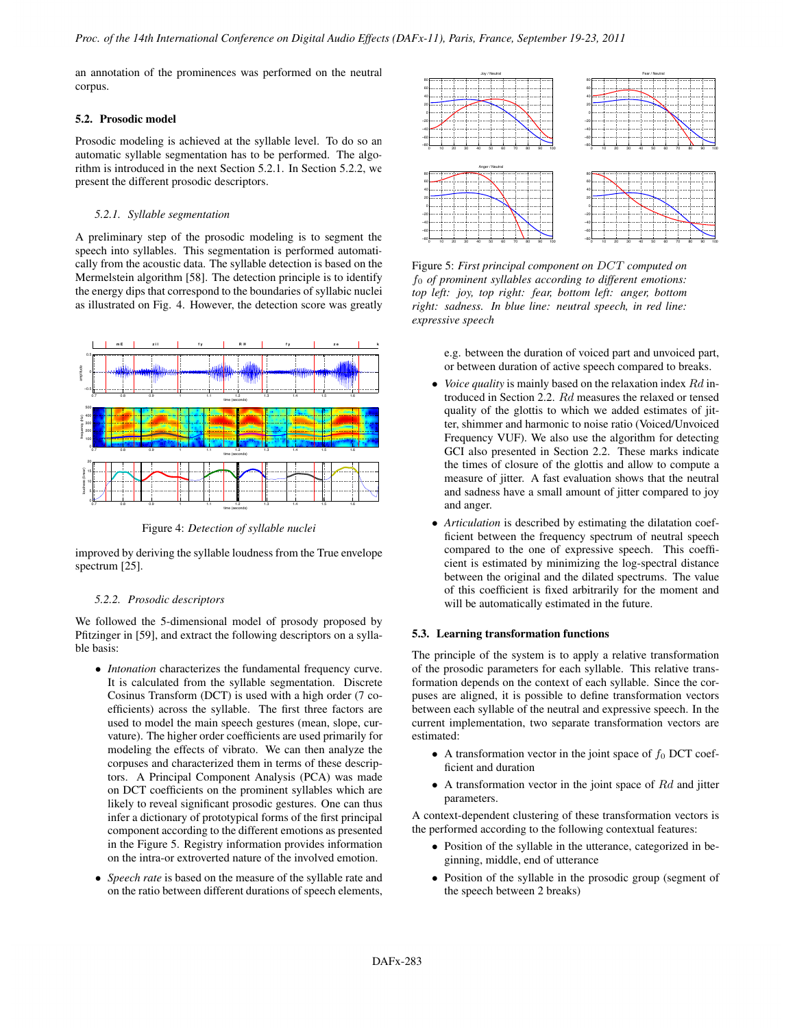an annotation of the prominences was performed on the neutral corpus.

### 5.2. Prosodic model

Prosodic modeling is achieved at the syllable level. To do so an automatic syllable segmentation has to be performed. The algorithm is introduced in the next Section 5.2.1. In Section 5.2.2, we present the different prosodic descriptors.

#### 5.2.1. Syllable segmentation

A preliminary step of the prosodic modeling is to segment the speech into syllables. This segmentation is performed automatically from the acoustic data. The syllable detection is based on the Mermelstein algorithm [58]. The detection principle is to identify the energy dips that correspond to the boundaries of syllabic nuclei as illustrated on Fig. 4. However, the detection score was greatly improved by deriving the syllable loudness from the True envelope spectrum [25].

Figure 4: *Detection of syllable nuclei*

#### 5.2.2. Prosodic descriptors

We followed the 5-dimensional model of prosody proposed by Pfitzinger in [59], and extract the following descriptors on a syllable basis:

- *Intonation* characterizes the fundamental frequency curve. It is calculated from the syllable segmentation. Discrete Cosinus Transform (DCT) is used with a high order (7 coefficients) across the syllable. The first three factors are used to model the main speech gestures (mean, slope, curvature). The higher order coefficients are used primarily for modeling the effects of vibrato. We can then analyze the corpuses and characterized them in terms of these descriptors. A Principal Component Analysis (PCA) was made on DCT coefficients on the prominent syllables which are likely to reveal significant prosodic gestures. One can thus infer a dictionary of prototypical forms of the first principal component according to the different emotions as presented in the Figure 5. Registry information provides information on the intra-or extroverted nature of the involved emotion.
- *Speech rate* is based on the measure of the syllable rate and on the ratio between different durations of speech elements, e.g. between the duration of voiced part and unvoiced part, or between duration of active speech compared to breaks.
- *Voice quality* is mainly based on the relaxation index $Rd$ introduced in Section 2.2. $Rd$ measures the relaxed or tensed quality of the glottis to which we added estimates of jitter, shimmer and harmonic to noise ratio (Voiced/Unvoiced Frequency VUF). We also use the algorithm for detecting GCI also presented in Section 2.2. These marks indicate the times of closure of the glottis and allow to compute a measure of jitter. A fast evaluation shows that the neutral and sadness have a small amount of jitter compared to joy and anger.
- *Articulation* is described by estimating the dilatation coefficient between the frequency spectrum of neutral speech compared to the one of expressive speech. This coefficient is estimated by minimizing the log-spectral distance between the original and the dilated spectrums. The value of this coefficient is fixed arbitrarily for the moment and will be automatically estimated in the future.

Figure 5: *First principal component on $DCT$ computed on $f_0$ of prominent syllables according to different emotions: top left: joy, top right: fear, bottom left: anger, bottom right: sadness. In blue line: neutral speech, in red line: expressive speech*

### 5.3. Learning transformation functions

The principle of the system is to apply a relative transformation of the prosodic parameters for each syllable. This relative transformation depends on the context of each syllable. Since the corpuses are aligned, it is possible to define transformation vectors between each syllable of the neutral and expressive speech. In the current implementation, two separate transformation vectors are estimated:

- A transformation vector in the joint space of $f_0$ DCT coefficient and duration
- A transformation vector in the joint space of $Rd$ and jitter parameters.

A context-dependent clustering of these transformation vectors is the performed according to the following contextual features:

- Position of the syllable in the utterance, categorized in beginning, middle, end of utterance
- Position of the syllable in the prosodic group (segment of the speech between 2 breaks)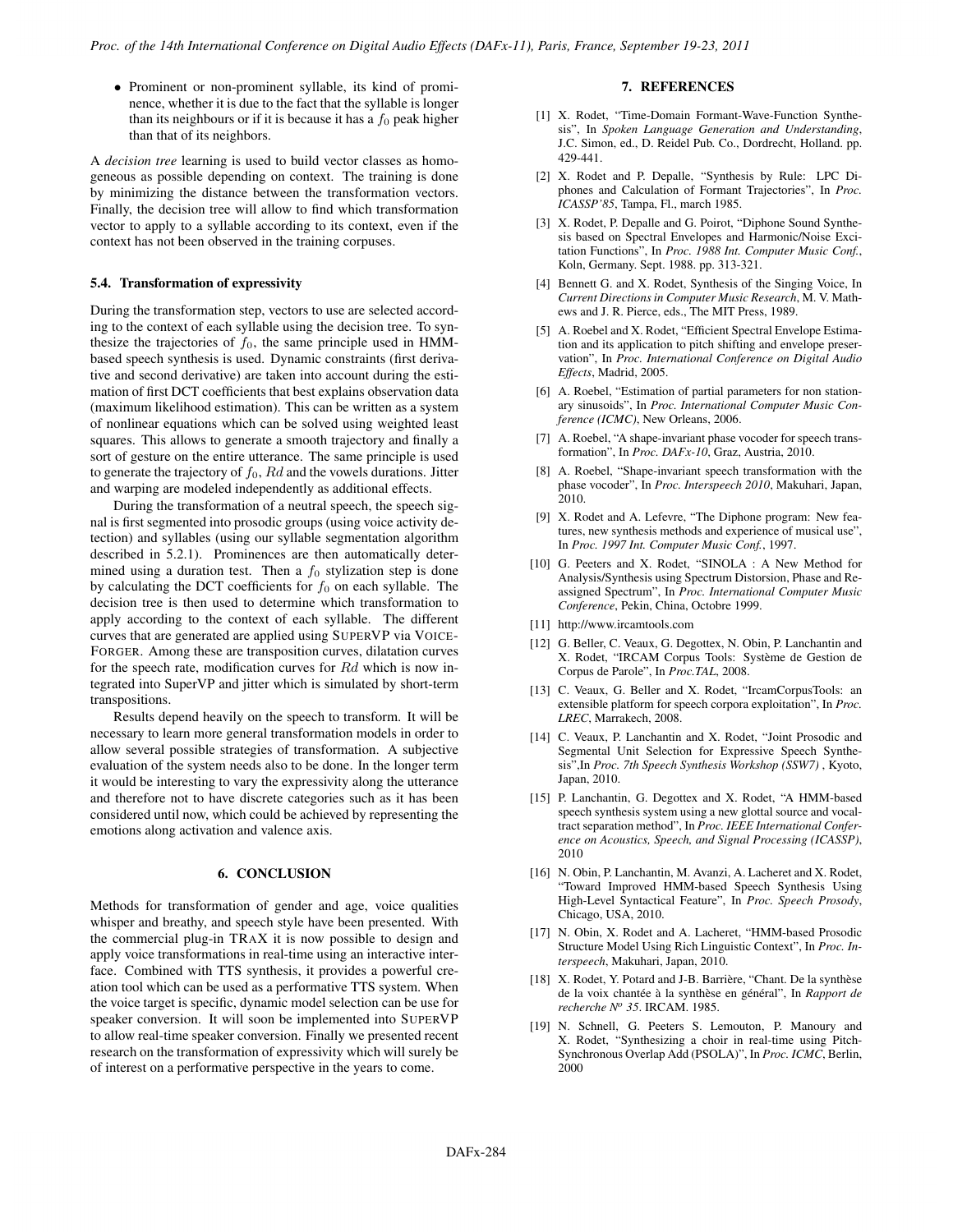- Prominent or non-prominent syllable, its kind of prominence, whether it is due to the fact that the syllable is longer than its neighbours or if it is because it has a $f_0$ peak higher than that of its neighbors.

A *decision tree* learning is used to build vector classes as homogeneous as possible depending on context. The training is done by minimizing the distance between the transformation vectors. Finally, the decision tree will allow to find which transformation vector to apply to a syllable according to its context, even if the context has not been observed in the training corpuses.

### 5.4. Transformation of expressivity

During the transformation step, vectors to use are selected according to the context of each syllable using the decision tree. To synthesize the trajectories of $f_0$, the same principle used in HMM-based speech synthesis is used. Dynamic constraints (first derivative and second derivative) are taken into account during the estimation of first DCT coefficients that best explains observation data (maximum likelihood estimation). This can be written as a system of nonlinear equations which can be solved using weighted least squares. This allows to generate a smooth trajectory and finally a sort of gesture on the entire utterance. The same principle is used to generate the trajectory of $f_0$, $Rd$ and the vowels durations. Jitter and warping are modeled independently as additional effects.

During the transformation of a neutral speech, the speech signal is first segmented into prosodic groups (using voice activity detection) and syllables (using our syllable segmentation algorithm described in 5.2.1). Prominences are then automatically determined using a duration test. Then a $f_0$ stylization step is done by calculating the DCT coefficients for $f_0$ on each syllable. The decision tree is then used to determine which transformation to apply according to the context of each syllable. The different curves that are generated are applied using SUPERVP via VOICE-FORGER. Among these are transposition curves, dilatation curves for the speech rate, modification curves for $Rd$ which is now integrated into SuperVP and jitter which is simulated by short-term transpositions.

Results depend heavily on the speech to transform. It will be necessary to learn more general transformation models in order to allow several possible strategies of transformation. A subjective evaluation of the system needs also to be done. In the longer term it would be interesting to vary the expressivity along the utterance and therefore not to have discrete categories such as it has been considered until now, which could be achieved by representing the emotions along activation and valence axis.

## 6. CONCLUSION

Methods for transformation of gender and age, voice qualities whisper and breathy, and speech style have been presented. With the commercial plug-in TRAX it is now possible to design and apply voice transformations in real-time using an interactive interface. Combined with TTS synthesis, it provides a powerful creation tool which can be used as a performative TTS system. When the voice target is specific, dynamic model selection can be use for speaker conversion. It will soon be implemented into SUPERVP to allow real-time speaker conversion. Finally we presented recent research on the transformation of expressivity which will surely be of interest on a performative perspective in the years to come.

## 7. REFERENCES

[1] X. Rodet, "Time-Domain Formant-Wave-Function Synthesis", In *Spoken Language Generation and Understanding*, J.C. Simon, ed., D. Reidel Pub. Co., Dordrecht, Holland. pp. 429-441.

[2] X. Rodet and P. Depalle, "Synthesis by Rule: LPC Diphones and Calculation of Formant Trajectories", In *Proc. ICASSP'85*, Tampa, Fl., march 1985.

[3] X. Rodet, P. Depalle and G. Poirot, "Diphone Sound Synthesis based on Spectral Envelopes and Harmonic/Noise Excitation Functions", In *Proc. 1988 Int. Computer Music Conf.*, Koln, Germany. Sept. 1988. pp. 313-321.

[4] Bennett G. and X. Rodet, Synthesis of the Singing Voice, In *Current Directions in Computer Music Research*, M. V. Mathews and J. R. Pierce, eds., The MIT Press, 1989.

[5] A. Roebel and X. Rodet, "Efficient Spectral Envelope Estimation and its application to pitch shifting and envelope preservation", In *Proc. International Conference on Digital Audio Effects*, Madrid, 2005.

[6] A. Roebel, "Estimation of partial parameters for non stationary sinusoids", In *Proc. International Computer Music Conference (ICMC)*, New Orleans, 2006.

[7] A. Roebel, "A shape-invariant phase vocoder for speech transformation", In *Proc. DAFx-10*, Graz, Austria, 2010.

[8] A. Roebel, "Shape-invariant speech transformation with the phase vocoder", In *Proc. Interspeech 2010*, Makuhari, Japan, 2010.

[9] X. Rodet and A. Lefevre, "The Diphone program: New features, new synthesis methods and experience of musical use", In *Proc. 1997 Int. Computer Music Conf.*, 1997.

[10] G. Peeters and X. Rodet, "SINOLA : A New Method for Analysis/Synthesis using Spectrum Distorsion, Phase and Reassigned Spectrum", In *Proc. International Computer Music Conference*, Pekin, China, Octobre 1999.

[11] http://www.ircamtools.com

[12] G. Beller, C. Veaux, G. Degottex, N. Obin, P. Lanchantin and X. Rodet, "IRCAM Corpus Tools: Système de Gestion de Corpus de Parole", In *Proc.TAL*, 2008.

[13] C. Veaux, G. Beller and X. Rodet, "IrcamCorpusTools: an extensible platform for speech corpora exploitation", In *Proc. LREC*, Marrakech, 2008.

[14] C. Veaux, P. Lanchantin and X. Rodet, "Joint Prosodic and Segmental Unit Selection for Expressive Speech Synthesis",In *Proc. 7th Speech Synthesis Workshop (SSW7)* , Kyoto, Japan, 2010.

[15] P. Lanchantin, G. Degottex and X. Rodet, "A HMM-based speech synthesis system using a new glottal source and vocal-tract separation method", In *Proc. IEEE International Conference on Acoustics, Speech, and Signal Processing (ICASSP)*, 2010

[16] N. Obin, P. Lanchantin, M. Avanzi, A. Lacheret and X. Rodet, "Toward Improved HMM-based Speech Synthesis Using High-Level Syntactical Feature", In *Proc. Speech Prosody*, Chicago, USA, 2010.

[17] N. Obin, X. Rodet and A. Lacheret, "HMM-based Prosodic Structure Model Using Rich Linguistic Context", In *Proc. Interspeech*, Makuhari, Japan, 2010.

[18] X. Rodet, Y. Potard and J-B. Barrière, "Chant. De la synthèse de la voix chantée à la synthèse en général", In *Rapport de recherche N° 35*. IRCAM. 1985.

[19] N. Schnell, G. Peeters S. Lemouton, P. Manoury and X. Rodet, "Synthesizing a choir in real-time using Pitch-Synchronous Overlap Add (PSOLA)", In *Proc. ICMC*, Berlin, 2000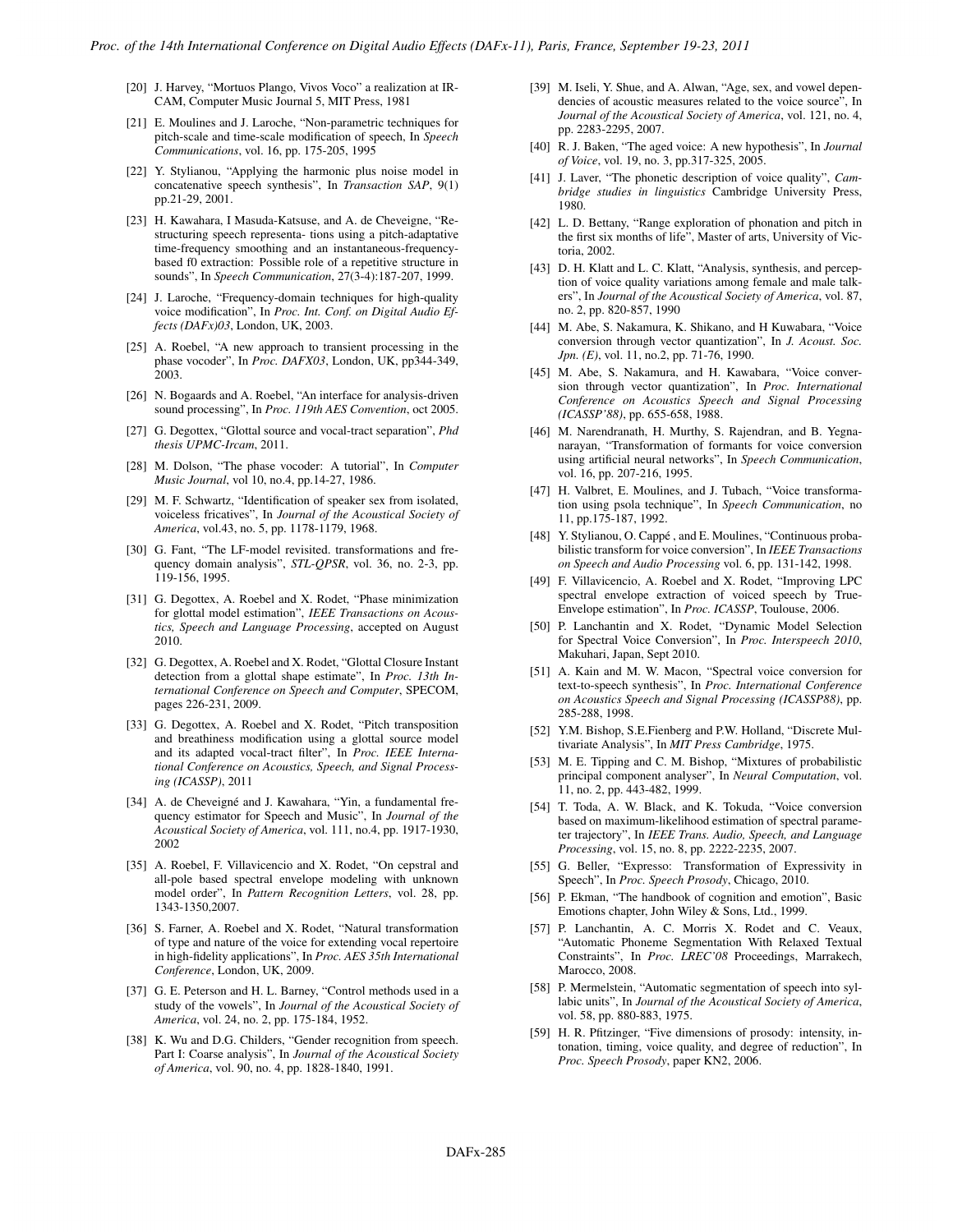[20] J. Harvey, "Mortuos Plango, Vivos Voco" a realization at IRCAM, Computer Music Journal 5, MIT Press, 1981

[21] E. Moulines and J. Laroche, "Non-parametric techniques for pitch-scale and time-scale modification of speech, In *Speech Communications*, vol. 16, pp. 175-205, 1995

[22] Y. Stylianou, "Applying the harmonic plus noise model in concatenative speech synthesis", In *Transaction SAP*, 9(1) pp.21-29, 2001.

[23] H. Kawahara, I Masuda-Katsuse, and A. de Cheveigne, "Restructuring speech representa- tions using a pitch-adaptative time-frequency smoothing and an instantaneous-frequency-based f0 extraction: Possible role of a repetitive structure in sounds", In *Speech Communication*, 27(3-4):187-207, 1999.

[24] J. Laroche, "Frequency-domain techniques for high-quality voice modification", In *Proc. Int. Conf. on Digital Audio Effects (DAFx)03*, London, UK, 2003.

[25] A. Roebel, "A new approach to transient processing in the phase vocoder", In *Proc. DAFX03*, London, UK, pp344-349, 2003.

[26] N. Bogaards and A. Roebel, "An interface for analysis-driven sound processing", In *Proc. 119th AES Convention*, oct 2005.

[27] G. Degottex, "Glottal source and vocal-tract separation", *Phd thesis UPMC-Ircam*, 2011.

[28] M. Dolson, "The phase vocoder: A tutorial", In *Computer Music Journal*, vol 10, no.4, pp.14-27, 1986.

[29] M. F. Schwartz, "Identification of speaker sex from isolated, voiceless fricatives", In *Journal of the Acoustical Society of America*, vol.43, no. 5, pp. 1178-1179, 1968.

[30] G. Fant, "The LF-model revisited. transformations and frequency domain analysis", *STL-QPSR*, vol. 36, no. 2-3, pp. 119-156, 1995.

[31] G. Degottex, A. Roebel and X. Rodet, "Phase minimization for glottal model estimation", *IEEE Transactions on Acoustics, Speech and Language Processing*, accepted on August 2010.

[32] G. Degottex, A. Roebel and X. Rodet, "Glottal Closure Instant detection from a glottal shape estimate", In *Proc. 13th International Conference on Speech and Computer*, SPECOM, pages 226-231, 2009.

[33] G. Degottex, A. Roebel and X. Rodet, "Pitch transposition and breathiness modification using a glottal source model and its adapted vocal-tract filter", In *Proc. IEEE International Conference on Acoustics, Speech, and Signal Processing (ICASSP)*, 2011

[34] A. de Cheveigné and J. Kawahara, "Yin, a fundamental frequency estimator for Speech and Music", In *Journal of the Acoustical Society of America*, vol. 111, no.4, pp. 1917-1930, 2002

[35] A. Roebel, F. Villavicencio and X. Rodet, "On cepstral and all-pole based spectral envelope modeling with unknown model order", In *Pattern Recognition Letters*, vol. 28, pp. 1343-1350,2007.

[36] S. Farner, A. Roebel and X. Rodet, "Natural transformation of type and nature of the voice for extending vocal repertoire in high-fidelity applications", In *Proc. AES 35th International Conference*, London, UK, 2009.

[37] G. E. Peterson and H. L. Barney, "Control methods used in a study of the vowels", In *Journal of the Acoustical Society of America*, vol. 24, no. 2, pp. 175-184, 1952.

[38] K. Wu and D.G. Childers, "Gender recognition from speech. Part I: Coarse analysis", In *Journal of the Acoustical Society of America*, vol. 90, no. 4, pp. 1828-1840, 1991.

[39] M. Iseli, Y. Shue, and A. Alwan, "Age, sex, and vowel dependencies of acoustic measures related to the voice source", In *Journal of the Acoustical Society of America*, vol. 121, no. 4, pp. 2283-2295, 2007.

[40] R. J. Baken, "The aged voice: A new hypothesis", In *Journal of Voice*, vol. 19, no. 3, pp.317-325, 2005.

[41] J. Laver, "The phonetic description of voice quality", *Cambridge studies in linguistics* Cambridge University Press, 1980.

[42] L. D. Bettany, "Range exploration of phonation and pitch in the first six months of life", Master of arts, University of Victoria, 2002.

[43] D. H. Klatt and L. C. Klatt, "Analysis, synthesis, and perception of voice quality variations among female and male talkers", In *Journal of the Acoustical Society of America*, vol. 87, no. 2, pp. 820-857, 1990

[44] M. Abe, S. Nakamura, K. Shikano, and H Kuwabara, "Voice conversion through vector quantization", In *J. Acoust. Soc. Jpn. (E)*, vol. 11, no.2, pp. 71-76, 1990.

[45] M. Abe, S. Nakamura, and H. Kawabara, "Voice conversion through vector quantization", In *Proc. International Conference on Acoustics Speech and Signal Processing (ICASSP'88)*, pp. 655-658, 1988.

[46] M. Narendranath, H. Murthy, S. Rajendran, and B. Yegnanarayan, "Transformation of formants for voice conversion using artificial neural networks", In *Speech Communication*, vol. 16, pp. 207-216, 1995.

[47] H. Valbret, E. Moulines, and J. Tubach, "Voice transformation using psola technique", In *Speech Communication*, no 11, pp.175-187, 1992.

[48] Y. Stylianou, O. Cappé , and E. Moulines, "Continuous probabilistic transform for voice conversion", In *IEEE Transactions on Speech and Audio Processing* vol. 6, pp. 131-142, 1998.

[49] F. Villavicencio, A. Roebel and X. Rodet, "Improving LPC spectral envelope extraction of voiced speech by True-Envelope estimation", In *Proc. ICASSP*, Toulouse, 2006.

[50] P. Lanchantin and X. Rodet, "Dynamic Model Selection for Spectral Voice Conversion", In *Proc. Interspeech 2010*, Makuhari, Japan, Sept 2010.

[51] A. Kain and M. W. Macon, "Spectral voice conversion for text-to-speech synthesis", In *Proc. International Conference on Acoustics Speech and Signal Processing (ICASSP88)*, pp. 285-288, 1998.

[52] Y.M. Bishop, S.E.Fienberg and P.W. Holland, "Discrete Multivariate Analysis", In *MIT Press Cambridge*, 1975.

[53] M. E. Tipping and C. M. Bishop, "Mixtures of probabilistic principal component analyser", In *Neural Computation*, vol. 11, no. 2, pp. 443-482, 1999.

[54] T. Toda, A. W. Black, and K. Tokuda, "Voice conversion based on maximum-likelihood estimation of spectral parameter trajectory", In *IEEE Trans. Audio, Speech, and Language Processing*, vol. 15, no. 8, pp. 2222-2235, 2007.

[55] G. Beller, "Expresso: Transformation of Expressivity in Speech", In *Proc. Speech Prosody*, Chicago, 2010.

[56] P. Ekman, "The handbook of cognition and emotion", Basic Emotions chapter, John Wiley & Sons, Ltd., 1999.

[57] P. Lanchantin, A. C. Morris X. Rodet and C. Veaux, "Automatic Phoneme Segmentation With Relaxed Textual Constraints", In *Proc. LREC'08* Proceedings, Marrakech, Marocco, 2008.

[58] P. Mermelstein, "Automatic segmentation of speech into syllabic units", In *Journal of the Acoustical Society of America*, vol. 58, pp. 880-883, 1975.

[59] H. R. Pfitzinger, "Five dimensions of prosody: intensity, intonation, timing, voice quality, and degree of reduction", In *Proc. Speech Prosody*, paper KN2, 2006.